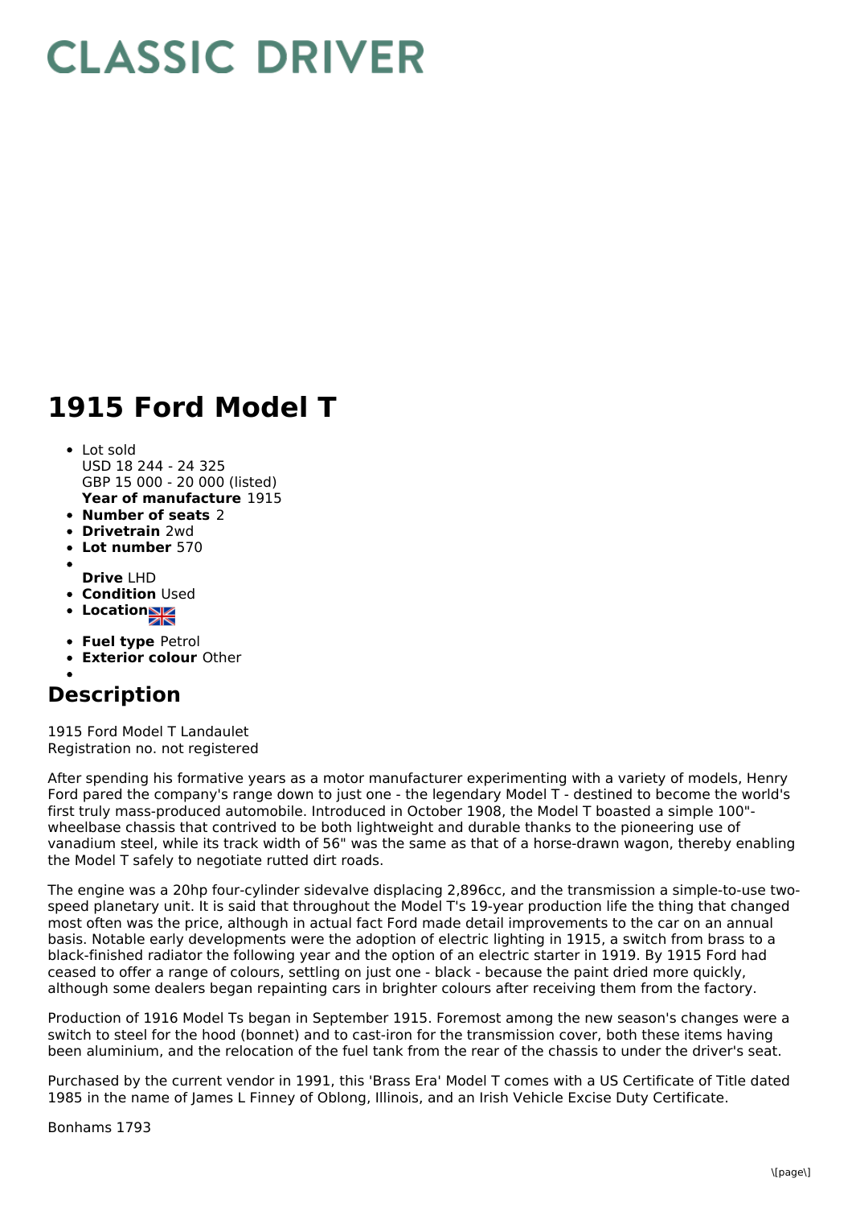# CLASSIC DRIVER

# 1915 Ford Model T

- Lot sold
  USD 18 244 - 24 325
  GBP 15 000 - 20 000 (listed)
  **Year of manufacture** 1915
- **Number of seats** 2
- **Drivetrain** 2wd
- **Lot number** 570
- **Drive** LHD
- **Condition** Used
- **Location**
- **Fuel type** Petrol
- **Exterior colour** Other

## Description

1915 Ford Model T Landaulet
Registration no. not registered

After spending his formative years as a motor manufacturer experimenting with a variety of models, Henry Ford pared the company's range down to just one - the legendary Model T - destined to become the world's first truly mass-produced automobile. Introduced in October 1908, the Model T boasted a simple 100"-wheelbase chassis that contrived to be both lightweight and durable thanks to the pioneering use of vanadium steel, while its track width of 56" was the same as that of a horse-drawn wagon, thereby enabling the Model T safely to negotiate rutted dirt roads.

The engine was a 20hp four-cylinder sidevalve displacing 2,896cc, and the transmission a simple-to-use two-speed planetary unit. It is said that throughout the Model T's 19-year production life the thing that changed most often was the price, although in actual fact Ford made detail improvements to the car on an annual basis. Notable early developments were the adoption of electric lighting in 1915, a switch from brass to a black-finished radiator the following year and the option of an electric starter in 1919. By 1915 Ford had ceased to offer a range of colours, settling on just one - black - because the paint dried more quickly, although some dealers began repainting cars in brighter colours after receiving them from the factory.

Production of 1916 Model Ts began in September 1915. Foremost among the new season's changes were a switch to steel for the hood (bonnet) and to cast-iron for the transmission cover, both these items having been aluminium, and the relocation of the fuel tank from the rear of the chassis to under the driver's seat.

Purchased by the current vendor in 1991, this 'Brass Era' Model T comes with a US Certificate of Title dated 1985 in the name of James L Finney of Oblong, Illinois, and an Irish Vehicle Excise Duty Certificate.

Bonhams 1793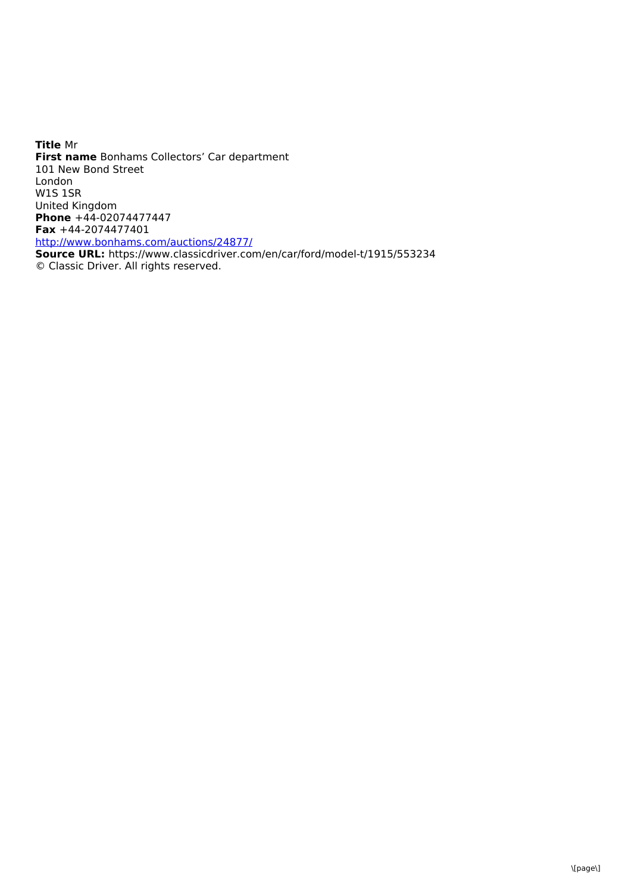**Title** Mr
**First name** Bonhams Collectors' Car department
101 New Bond Street
London
W1S 1SR
United Kingdom
**Phone** +44-02074477447
**Fax** +44-2074477401
http://www.bonhams.com/auctions/24877/
**Source URL:** https://www.classicdriver.com/en/car/ford/model-t/1915/553234
© Classic Driver. All rights reserved.